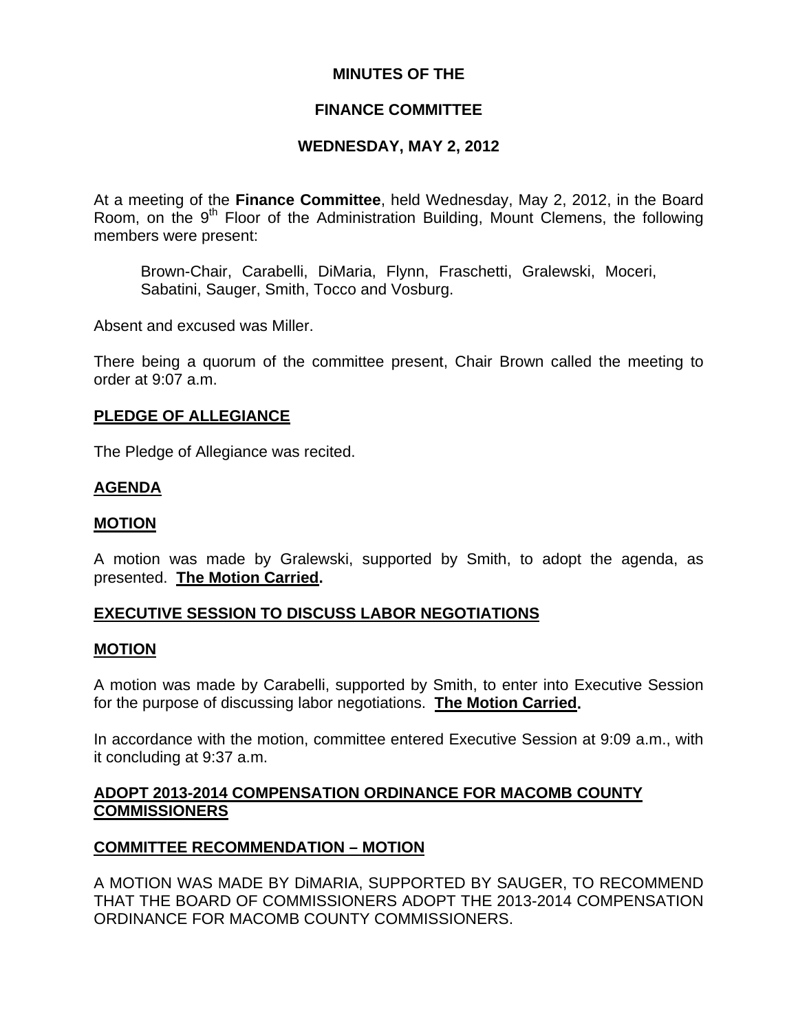**MINUTES OF THE**

**FINANCE COMMITTEE**

**WEDNESDAY, MAY 2, 2012**

At a meeting of the **Finance Committee**, held Wednesday, May 2, 2012, in the Board Room, on the 9th Floor of the Administration Building, Mount Clemens, the following members were present:

Brown-Chair, Carabelli, DiMaria, Flynn, Fraschetti, Gralewski, Moceri, Sabatini, Sauger, Smith, Tocco and Vosburg.

Absent and excused was Miller.

There being a quorum of the committee present, Chair Brown called the meeting to order at 9:07 a.m.

**PLEDGE OF ALLEGIANCE**

The Pledge of Allegiance was recited.

**AGENDA**

**MOTION**

A motion was made by Gralewski, supported by Smith, to adopt the agenda, as presented. **The Motion Carried.**

**EXECUTIVE SESSION TO DISCUSS LABOR NEGOTIATIONS**

**MOTION**

A motion was made by Carabelli, supported by Smith, to enter into Executive Session for the purpose of discussing labor negotiations. **The Motion Carried.**

In accordance with the motion, committee entered Executive Session at 9:09 a.m., with it concluding at 9:37 a.m.

**ADOPT 2013-2014 COMPENSATION ORDINANCE FOR MACOMB COUNTY COMMISSIONERS**

**COMMITTEE RECOMMENDATION – MOTION**

A MOTION WAS MADE BY DiMARIA, SUPPORTED BY SAUGER, TO RECOMMEND THAT THE BOARD OF COMMISSIONERS ADOPT THE 2013-2014 COMPENSATION ORDINANCE FOR MACOMB COUNTY COMMISSIONERS.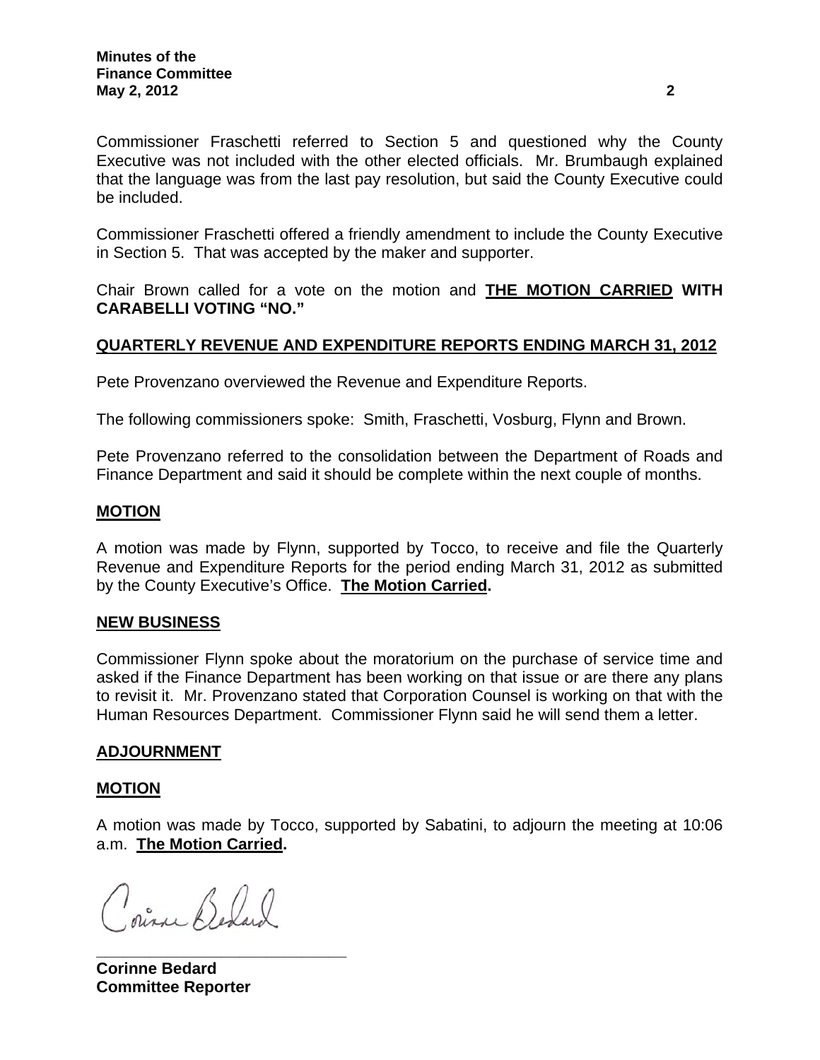Commissioner Fraschetti referred to Section 5 and questioned why the County Executive was not included with the other elected officials. Mr. Brumbaugh explained that the language was from the last pay resolution, but said the County Executive could be included.

Commissioner Fraschetti offered a friendly amendment to include the County Executive in Section 5. That was accepted by the maker and supporter.

Chair Brown called for a vote on the motion and **THE MOTION CARRIED WITH CARABELLI VOTING "NO."**

**QUARTERLY REVENUE AND EXPENDITURE REPORTS ENDING MARCH 31, 2012**

Pete Provenzano overviewed the Revenue and Expenditure Reports.

The following commissioners spoke: Smith, Fraschetti, Vosburg, Flynn and Brown.

Pete Provenzano referred to the consolidation between the Department of Roads and Finance Department and said it should be complete within the next couple of months.

**MOTION**

A motion was made by Flynn, supported by Tocco, to receive and file the Quarterly Revenue and Expenditure Reports for the period ending March 31, 2012 as submitted by the County Executive's Office. **The Motion Carried.**

**NEW BUSINESS**

Commissioner Flynn spoke about the moratorium on the purchase of service time and asked if the Finance Department has been working on that issue or are there any plans to revisit it. Mr. Provenzano stated that Corporation Counsel is working on that with the Human Resources Department. Commissioner Flynn said he will send them a letter.

**ADJOURNMENT**

**MOTION**

A motion was made by Tocco, supported by Sabatini, to adjourn the meeting at 10:06 a.m. **The Motion Carried.**

**Corinne Bedard**
**Committee Reporter**